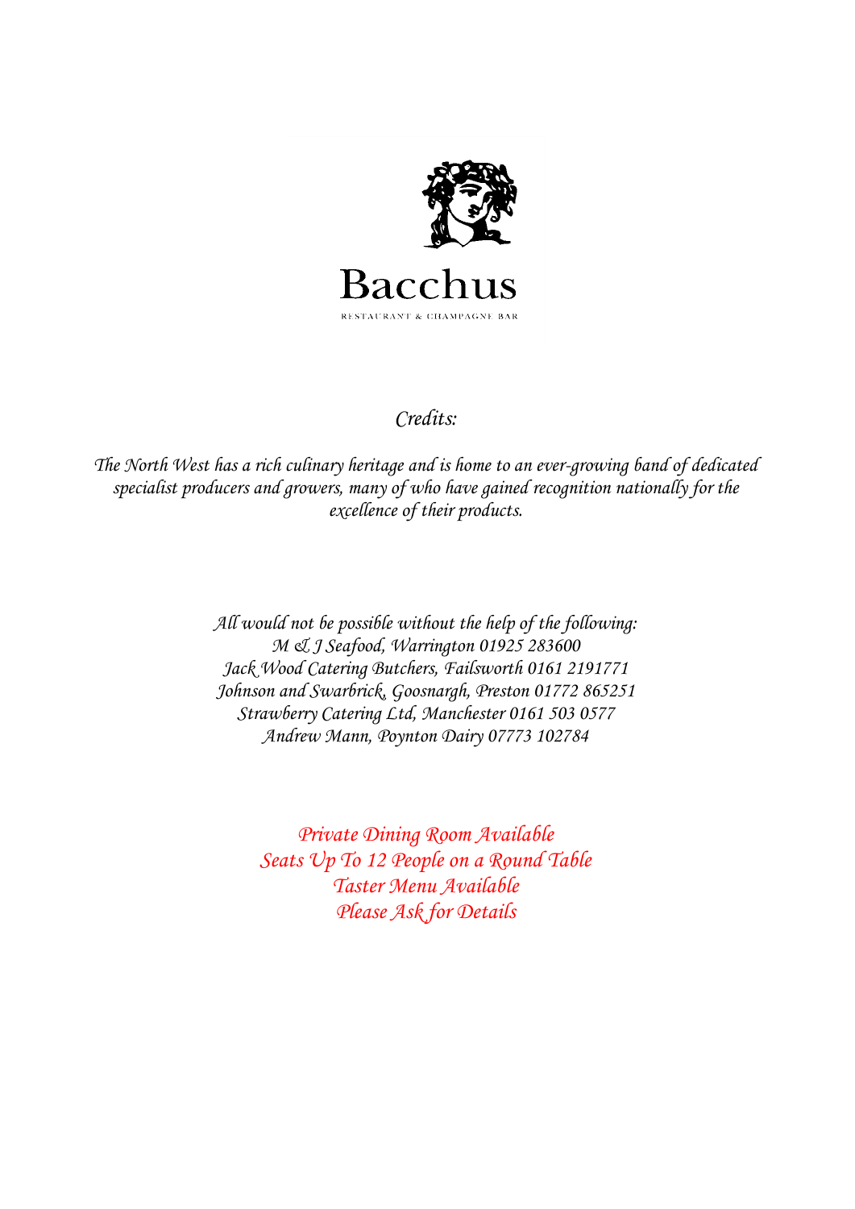# Bacchus

RESTAURANT & CHAMPAGNE BAR

*Credits:*

*The North West has a rich culinary heritage and is home to an ever-growing band of dedicated specialist producers and growers, many of who have gained recognition nationally for the excellence of their products.*

*All would not be possible without the help of the following:*
*M & J Seafood, Warrington 01925 283600*
*Jack Wood Catering Butchers, Failsworth 0161 2191771*
*Johnson and Swarbrick, Goosnargh, Preston 01772 865251*
*Strawberry Catering Ltd, Manchester 0161 503 0577*
*Andrew Mann, Poynton Dairy 07773 102784*

*Private Dining Room Available*
*Seats Up To 12 People on a Round Table*
*Taster Menu Available*
*Please Ask for Details*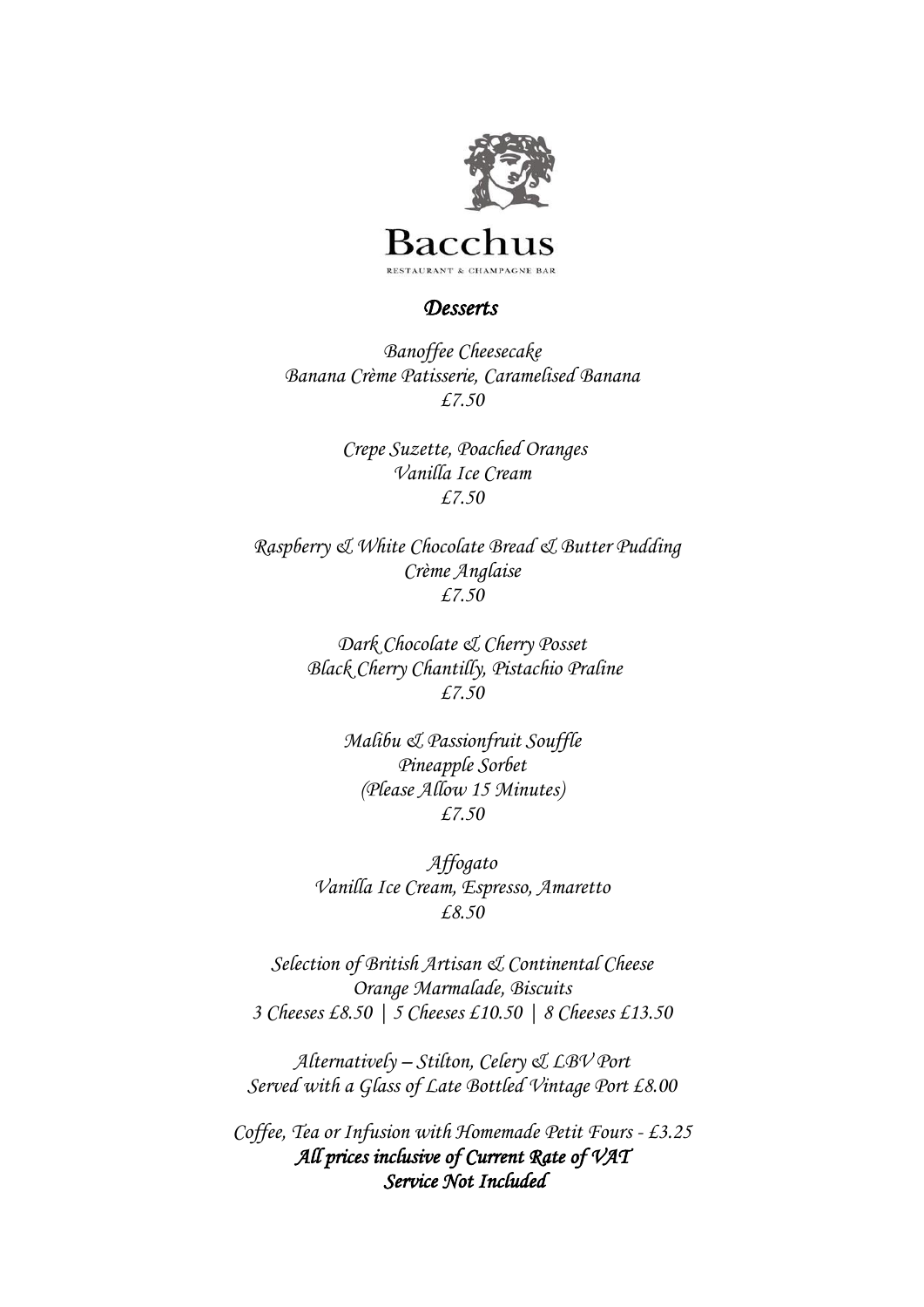# Bacchus

RESTAURANT & CHAMPAGNE BAR

## *Desserts*

*Banoffee Cheesecake*
*Banana Crème Patisserie, Caramelised Banana*
*£7.50*

*Crepe Suzette, Poached Oranges*
*Vanilla Ice Cream*
*£7.50*

*Raspberry & White Chocolate Bread & Butter Pudding*
*Crème Anglaise*
*£7.50*

*Dark Chocolate & Cherry Posset*
*Black Cherry Chantilly, Pistachio Praline*
*£7.50*

*Malibu & Passionfruit Souffle*
*Pineapple Sorbet*
*(Please Allow 15 Minutes)*
*£7.50*

*Affogato*
*Vanilla Ice Cream, Espresso, Amaretto*
*£8.50*

*Selection of British Artisan & Continental Cheese*
*Orange Marmalade, Biscuits*
*3 Cheeses £8.50 | 5 Cheeses £10.50 | 8 Cheeses £13.50*

*Alternatively – Stilton, Celery & LBV Port*
*Served with a Glass of Late Bottled Vintage Port £8.00*

*Coffee, Tea or Infusion with Homemade Petit Fours - £3.25*
***All prices inclusive of Current Rate of VAT***
***Service Not Included***